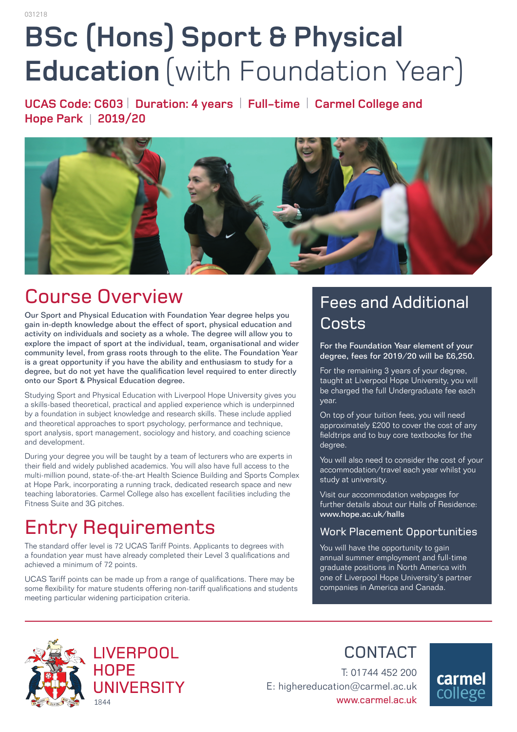031218

# BSc (Hons) Sport & Physical Education (with Foundation Year)

**UCAS Code: C603 | Duration: 4 years | Full-time | Carmel College and Hope Park | 2019/20**

## Course Overview

**Our Sport and Physical Education with Foundation Year degree helps you gain in-depth knowledge about the effect of sport, physical education and activity on individuals and society as a whole. The degree will allow you to explore the impact of sport at the individual, team, organisational and wider community level, from grass roots through to the elite. The Foundation Year is a great opportunity if you have the ability and enthusiasm to study for a degree, but do not yet have the qualification level required to enter directly onto our Sport & Physical Education degree.**

Studying Sport and Physical Education with Liverpool Hope University gives you a skills-based theoretical, practical and applied experience which is underpinned by a foundation in subject knowledge and research skills. These include applied and theoretical approaches to sport psychology, performance and technique, sport analysis, sport management, sociology and history, and coaching science and development.

During your degree you will be taught by a team of lecturers who are experts in their field and widely published academics. You will also have full access to the multi-million pound, state-of-the-art Health Science Building and Sports Complex at Hope Park, incorporating a running track, dedicated research space and new teaching laboratories. Carmel College also has excellent facilities including the Fitness Suite and 3G pitches.

## Entry Requirements

The standard offer level is 72 UCAS Tariff Points. Applicants to degrees with a foundation year must have already completed their Level 3 qualifications and achieved a minimum of 72 points.

UCAS Tariff points can be made up from a range of qualifications. There may be some flexibility for mature students offering non-tariff qualifications and students meeting particular widening participation criteria.

## Fees and Additional Costs

**For the Foundation Year element of your degree, fees for 2019/20 will be £6,250.**

For the remaining 3 years of your degree, taught at Liverpool Hope University, you will be charged the full Undergraduate fee each year.

On top of your tuition fees, you will need approximately £200 to cover the cost of any fieldtrips and to buy core textbooks for the degree.

You will also need to consider the cost of your accommodation/travel each year whilst you study at university.

Visit our accommodation webpages for further details about our Halls of Residence: **www.hope.ac.uk/halls**

### Work Placement Opportunities

You will have the opportunity to gain annual summer employment and full-time graduate positions in North America with one of Liverpool Hope University's partner companies in America and Canada.

LIVERPOOL HOPE UNIVERSITY 1844

## CONTACT

T: 01744 452 200
E: highereducation@carmel.ac.uk
www.carmel.ac.uk

carmel college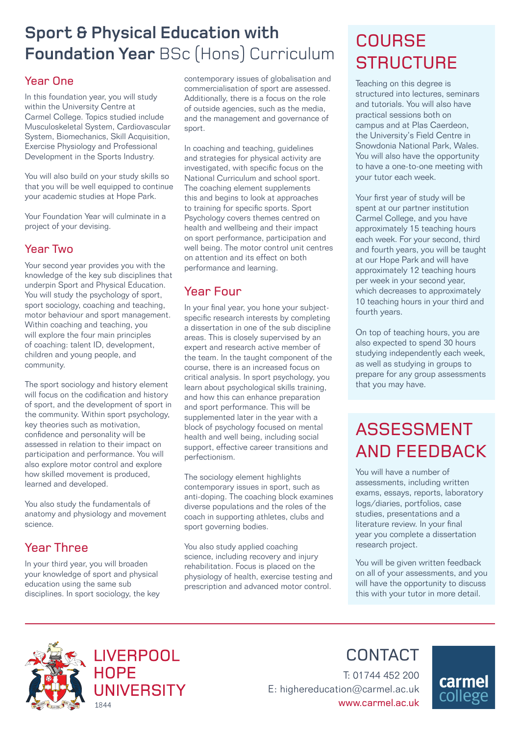# **Sport & Physical Education with Foundation Year** BSc (Hons) Curriculum

## Year One

In this foundation year, you will study within the University Centre at Carmel College. Topics studied include Musculoskeletal System, Cardiovascular System, Biomechanics, Skill Acquisition, Exercise Physiology and Professional Development in the Sports Industry.

You will also build on your study skills so that you will be well equipped to continue your academic studies at Hope Park.

Your Foundation Year will culminate in a project of your devising.

## Year Two

Your second year provides you with the knowledge of the key sub disciplines that underpin Sport and Physical Education. You will study the psychology of sport, sport sociology, coaching and teaching, motor behaviour and sport management. Within coaching and teaching, you will explore the four main principles of coaching: talent ID, development, children and young people, and community.

The sport sociology and history element will focus on the codification and history of sport, and the development of sport in the community. Within sport psychology, key theories such as motivation, confidence and personality will be assessed in relation to their impact on participation and performance. You will also explore motor control and explore how skilled movement is produced, learned and developed.

You also study the fundamentals of anatomy and physiology and movement science.

## Year Three

In your third year, you will broaden your knowledge of sport and physical education using the same sub disciplines. In sport sociology, the key contemporary issues of globalisation and commercialisation of sport are assessed. Additionally, there is a focus on the role of outside agencies, such as the media, and the management and governance of sport.

In coaching and teaching, guidelines and strategies for physical activity are investigated, with specific focus on the National Curriculum and school sport. The coaching element supplements this and begins to look at approaches to training for specific sports. Sport Psychology covers themes centred on health and wellbeing and their impact on sport performance, participation and well being. The motor control unit centres on attention and its effect on both performance and learning.

## Year Four

In your final year, you hone your subject-specific research interests by completing a dissertation in one of the sub discipline areas. This is closely supervised by an expert and research active member of the team. In the taught component of the course, there is an increased focus on critical analysis. In sport psychology, you learn about psychological skills training, and how this can enhance preparation and sport performance. This will be supplemented later in the year with a block of psychology focused on mental health and well being, including social support, effective career transitions and perfectionism.

The sociology element highlights contemporary issues in sport, such as anti-doping. The coaching block examines diverse populations and the roles of the coach in supporting athletes, clubs and sport governing bodies.

You also study applied coaching science, including recovery and injury rehabilitation. Focus is placed on the physiology of health, exercise testing and prescription and advanced motor control.

## COURSE STRUCTURE

Teaching on this degree is structured into lectures, seminars and tutorials. You will also have practical sessions both on campus and at Plas Caerdeon, the University's Field Centre in Snowdonia National Park, Wales. You will also have the opportunity to have a one-to-one meeting with your tutor each week.

Your first year of study will be spent at our partner institution Carmel College, and you have approximately 15 teaching hours each week. For your second, third and fourth years, you will be taught at our Hope Park and will have approximately 12 teaching hours per week in your second year, which decreases to approximately 10 teaching hours in your third and fourth years.

On top of teaching hours, you are also expected to spend 30 hours studying independently each week, as well as studying in groups to prepare for any group assessments that you may have.

## ASSESSMENT AND FEEDBACK

You will have a number of assessments, including written exams, essays, reports, laboratory logs/diaries, portfolios, case studies, presentations and a literature review. In your final year you complete a dissertation research project.

You will be given written feedback on all of your assessments, and you will have the opportunity to discuss this with your tutor in more detail.

LIVERPOOL HOPE UNIVERSITY
1844

## CONTACT

T: 01744 452 200
E: highereducation@carmel.ac.uk
www.carmel.ac.uk

carmel college